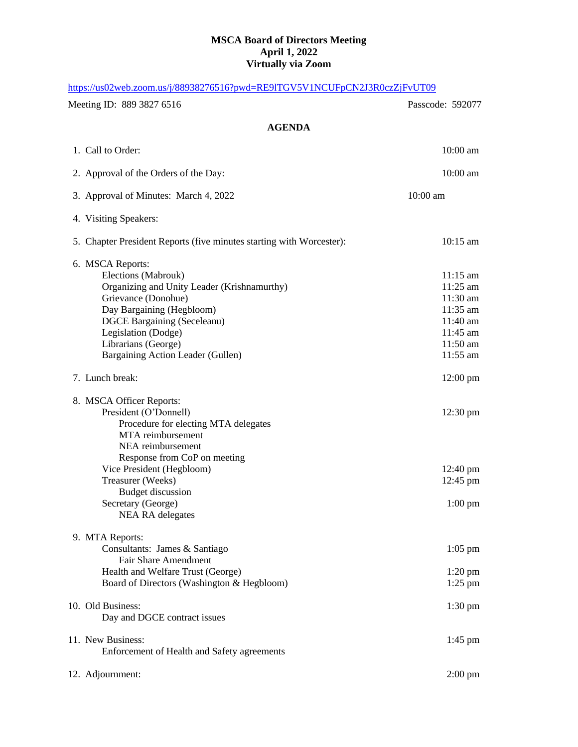# MSCA Board of Directors Meeting
## April 1, 2022
## Virtually via Zoom

https://us02web.zoom.us/j/88938276516?pwd=RE9lTGV5V1NCUFpCN2J3R0czZjFvUT09

Meeting ID: 889 3827 6516 Passcode: 592077

### AGENDA

| Item | Time |
|---|---|
| 1. Call to Order: | 10:00 am |
| 2. Approval of the Orders of the Day: | 10:00 am |
| 3. Approval of Minutes: March 4, 2022 | 10:00 am |
| 4. Visiting Speakers: | |
| 5. Chapter President Reports (five minutes starting with Worcester): | 10:15 am |
| 6. MSCA Reports: | |
| Elections (Mabrouk) | 11:15 am |
| Organizing and Unity Leader (Krishnamurthy) | 11:25 am |
| Grievance (Donohue) | 11:30 am |
| Day Bargaining (Hegbloom) | 11:35 am |
| DGCE Bargaining (Seceleanu) | 11:40 am |
| Legislation (Dodge) | 11:45 am |
| Librarians (George) | 11:50 am |
| Bargaining Action Leader (Gullen) | 11:55 am |
| 7. Lunch break: | 12:00 pm |
| 8. MSCA Officer Reports: | |
| President (O'Donnell) | 12:30 pm |
| Procedure for electing MTA delegates | |
| MTA reimbursement | |
| NEA reimbursement | |
| Response from CoP on meeting | |
| Vice President (Hegbloom) | 12:40 pm |
| Treasurer (Weeks) | 12:45 pm |
| Budget discussion | |
| Secretary (George) | 1:00 pm |
| NEA RA delegates | |
| 9. MTA Reports: | |
| Consultants: James & Santiago | 1:05 pm |
| Fair Share Amendment | |
| Health and Welfare Trust (George) | 1:20 pm |
| Board of Directors (Washington & Hegbloom) | 1:25 pm |
| 10. Old Business: | 1:30 pm |
| Day and DGCE contract issues | |
| 11. New Business: | 1:45 pm |
| Enforcement of Health and Safety agreements | |
| 12. Adjournment: | 2:00 pm |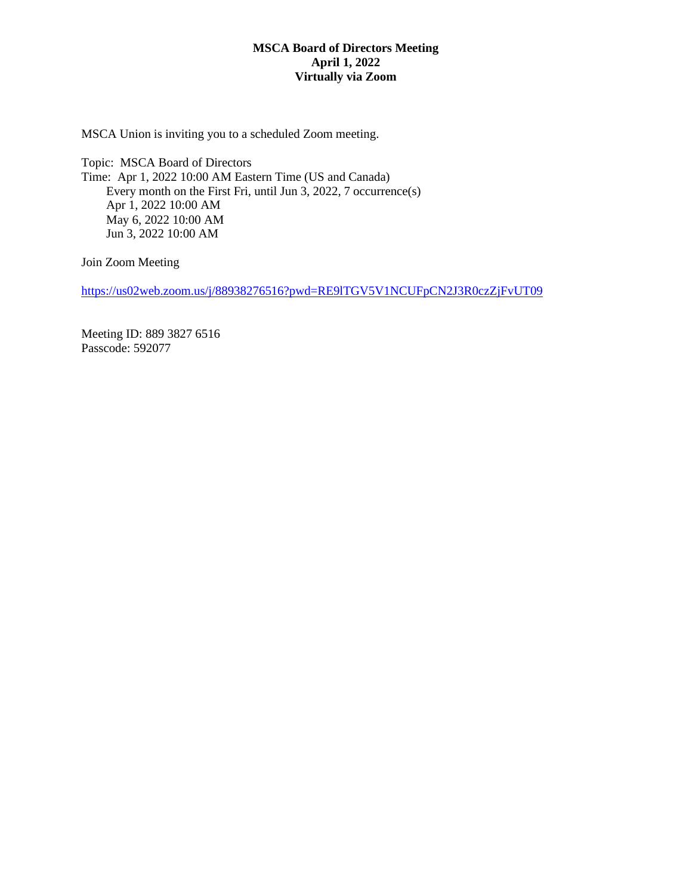**MSCA Board of Directors Meeting**
**April 1, 2022**
**Virtually via Zoom**

MSCA Union is inviting you to a scheduled Zoom meeting.

Topic: MSCA Board of Directors
Time: Apr 1, 2022 10:00 AM Eastern Time (US and Canada)
Every month on the First Fri, until Jun 3, 2022, 7 occurrence(s)
Apr 1, 2022 10:00 AM
May 6, 2022 10:00 AM
Jun 3, 2022 10:00 AM

Join Zoom Meeting

https://us02web.zoom.us/j/88938276516?pwd=RE9lTGV5V1NCUFpCN2J3R0czZjFvUT09

Meeting ID: 889 3827 6516
Passcode: 592077